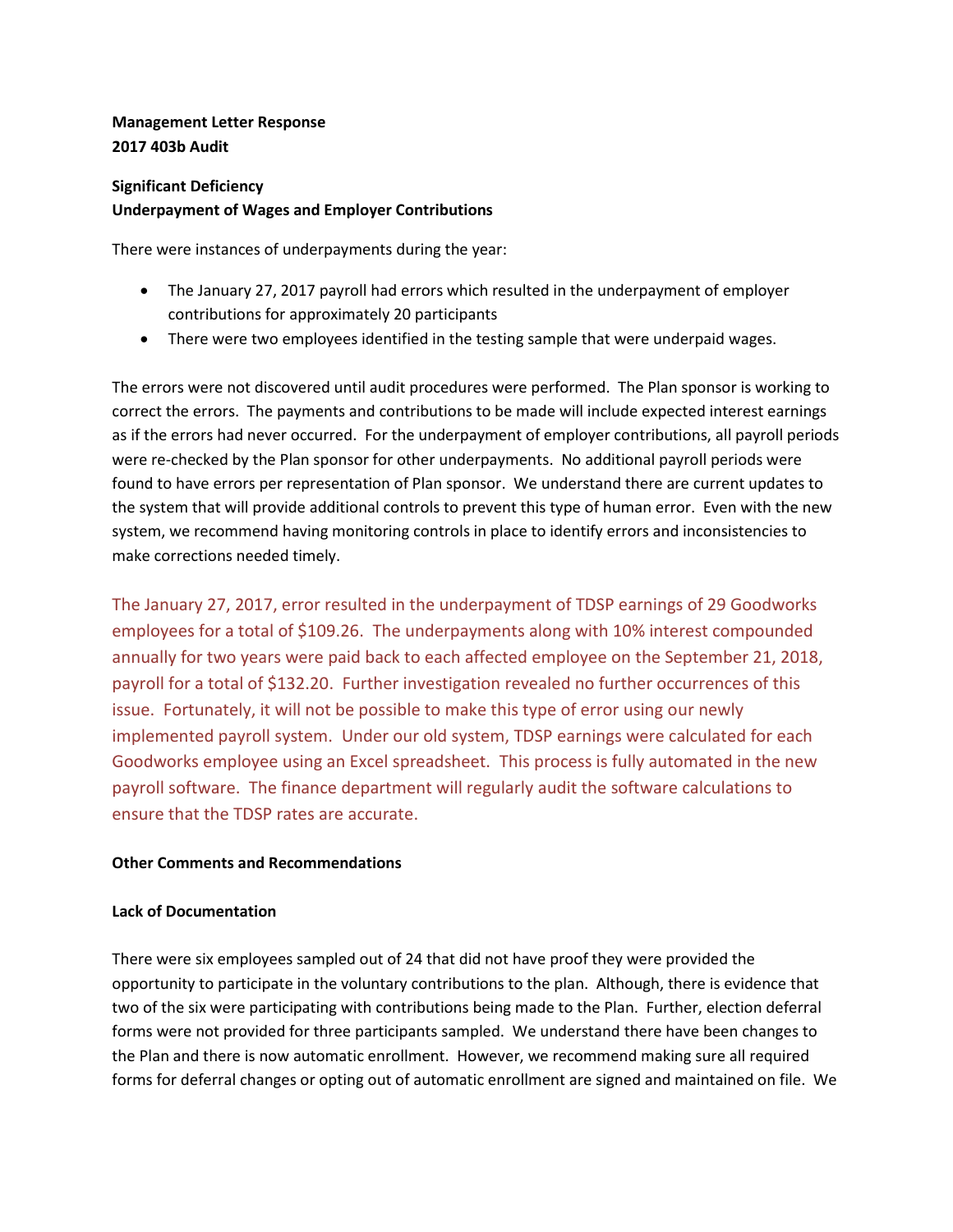**Management Letter Response**
**2017 403b Audit**

**Significant Deficiency**
**Underpayment of Wages and Employer Contributions**

There were instances of underpayments during the year:

- The January 27, 2017 payroll had errors which resulted in the underpayment of employer contributions for approximately 20 participants
- There were two employees identified in the testing sample that were underpaid wages.

The errors were not discovered until audit procedures were performed. The Plan sponsor is working to correct the errors. The payments and contributions to be made will include expected interest earnings as if the errors had never occurred. For the underpayment of employer contributions, all payroll periods were re-checked by the Plan sponsor for other underpayments. No additional payroll periods were found to have errors per representation of Plan sponsor. We understand there are current updates to the system that will provide additional controls to prevent this type of human error. Even with the new system, we recommend having monitoring controls in place to identify errors and inconsistencies to make corrections needed timely.

The January 27, 2017, error resulted in the underpayment of TDSP earnings of 29 Goodworks employees for a total of $109.26. The underpayments along with 10% interest compounded annually for two years were paid back to each affected employee on the September 21, 2018, payroll for a total of $132.20. Further investigation revealed no further occurrences of this issue. Fortunately, it will not be possible to make this type of error using our newly implemented payroll system. Under our old system, TDSP earnings were calculated for each Goodworks employee using an Excel spreadsheet. This process is fully automated in the new payroll software. The finance department will regularly audit the software calculations to ensure that the TDSP rates are accurate.

**Other Comments and Recommendations**

**Lack of Documentation**

There were six employees sampled out of 24 that did not have proof they were provided the opportunity to participate in the voluntary contributions to the plan. Although, there is evidence that two of the six were participating with contributions being made to the Plan. Further, election deferral forms were not provided for three participants sampled. We understand there have been changes to the Plan and there is now automatic enrollment. However, we recommend making sure all required forms for deferral changes or opting out of automatic enrollment are signed and maintained on file. We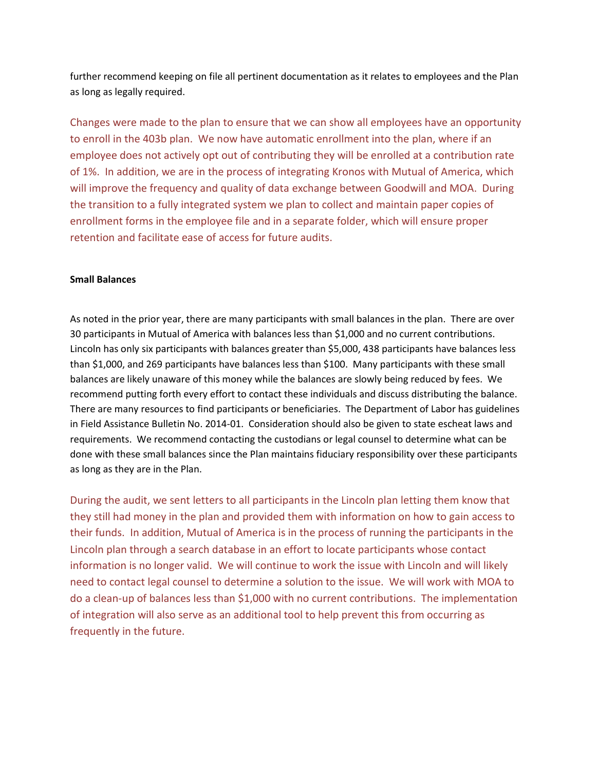further recommend keeping on file all pertinent documentation as it relates to employees and the Plan as long as legally required.

Changes were made to the plan to ensure that we can show all employees have an opportunity to enroll in the 403b plan. We now have automatic enrollment into the plan, where if an employee does not actively opt out of contributing they will be enrolled at a contribution rate of 1%. In addition, we are in the process of integrating Kronos with Mutual of America, which will improve the frequency and quality of data exchange between Goodwill and MOA. During the transition to a fully integrated system we plan to collect and maintain paper copies of enrollment forms in the employee file and in a separate folder, which will ensure proper retention and facilitate ease of access for future audits.

**Small Balances**

As noted in the prior year, there are many participants with small balances in the plan. There are over 30 participants in Mutual of America with balances less than $1,000 and no current contributions. Lincoln has only six participants with balances greater than $5,000, 438 participants have balances less than $1,000, and 269 participants have balances less than $100. Many participants with these small balances are likely unaware of this money while the balances are slowly being reduced by fees. We recommend putting forth every effort to contact these individuals and discuss distributing the balance. There are many resources to find participants or beneficiaries. The Department of Labor has guidelines in Field Assistance Bulletin No. 2014-01. Consideration should also be given to state escheat laws and requirements. We recommend contacting the custodians or legal counsel to determine what can be done with these small balances since the Plan maintains fiduciary responsibility over these participants as long as they are in the Plan.

During the audit, we sent letters to all participants in the Lincoln plan letting them know that they still had money in the plan and provided them with information on how to gain access to their funds. In addition, Mutual of America is in the process of running the participants in the Lincoln plan through a search database in an effort to locate participants whose contact information is no longer valid. We will continue to work the issue with Lincoln and will likely need to contact legal counsel to determine a solution to the issue. We will work with MOA to do a clean-up of balances less than $1,000 with no current contributions. The implementation of integration will also serve as an additional tool to help prevent this from occurring as frequently in the future.